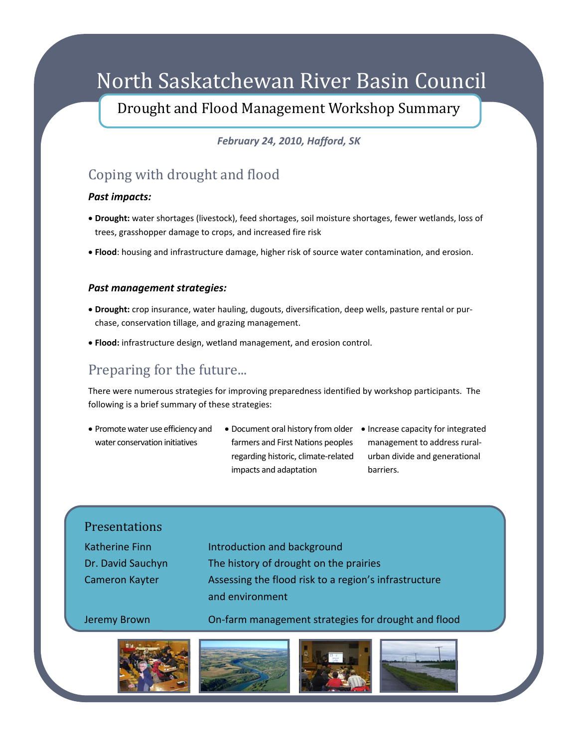# North Saskatchewan River Basin Council

## Drought and Flood Management Workshop Summary

***February 24, 2010, Hafford, SK***

## Coping with drought and flood

***Past impacts:***

- **Drought:** water shortages (livestock), feed shortages, soil moisture shortages, fewer wetlands, loss of trees, grasshopper damage to crops, and increased fire risk
- **Flood**: housing and infrastructure damage, higher risk of source water contamination, and erosion.

***Past management strategies:***

- **Drought:** crop insurance, water hauling, dugouts, diversification, deep wells, pasture rental or purchase, conservation tillage, and grazing management.
- **Flood:** infrastructure design, wetland management, and erosion control.

## Preparing for the future...

There were numerous strategies for improving preparedness identified by workshop participants. The following is a brief summary of these strategies:

- Promote water use efficiency and water conservation initiatives
- Document oral history from older farmers and First Nations peoples regarding historic, climate-related impacts and adaptation
- Increase capacity for integrated management to address rural-urban divide and generational barriers.

### Presentations

| | |
|---|---|
| Katherine Finn | Introduction and background |
| Dr. David Sauchyn | The history of drought on the prairies |
| Cameron Kayter | Assessing the flood risk to a region's infrastructure and environment |
| Jeremy Brown | On-farm management strategies for drought and flood |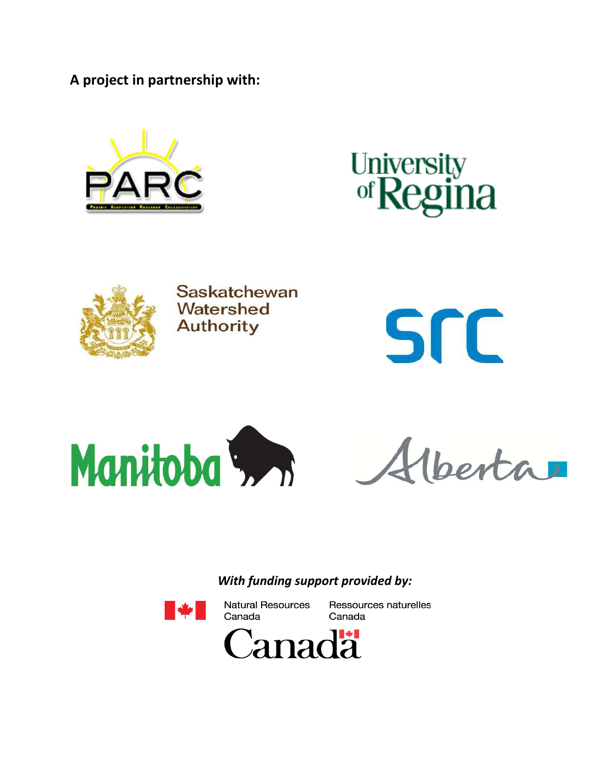**A project in partnership with:**

PARC

Prairie Adaptation Research Collaborative

University of Regina

Saskatchewan Watershed Authority

src

Manitoba

Alberta

***With funding support provided by:***

Natural Resources Canada

Ressources naturelles Canada

Canada